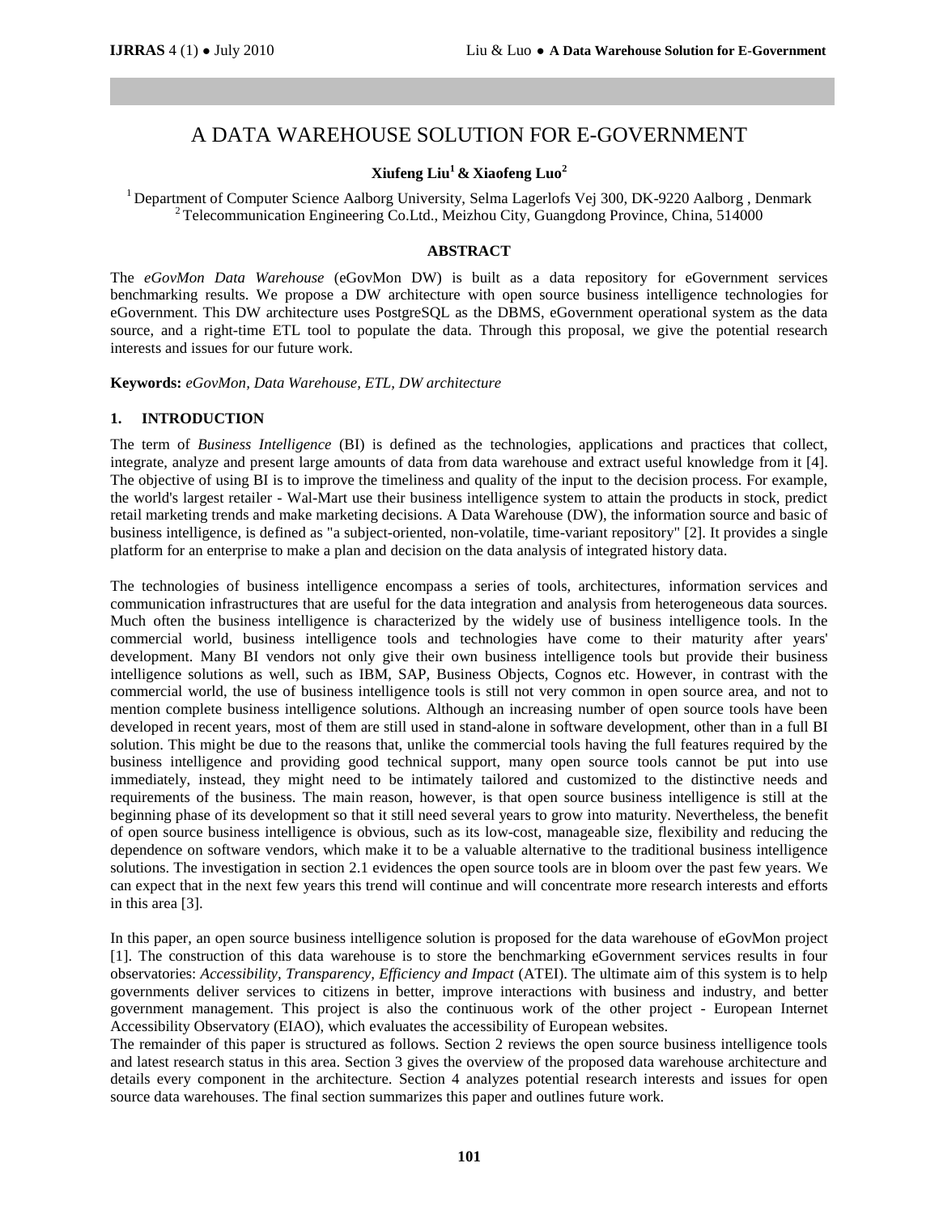# A DATA WAREHOUSE SOLUTION FOR E-GOVERNMENT

**Xiufeng Liu[1] & Xiaofeng Luo[2]**

[1] Department of Computer Science Aalborg University, Selma Lagerlofs Vej 300, DK-9220 Aalborg , Denmark
[2] Telecommunication Engineering Co.Ltd., Meizhou City, Guangdong Province, China, 514000

## ABSTRACT

The *eGovMon Data Warehouse* (eGovMon DW) is built as a data repository for eGovernment services benchmarking results. We propose a DW architecture with open source business intelligence technologies for eGovernment. This DW architecture uses PostgreSQL as the DBMS, eGovernment operational system as the data source, and a right-time ETL tool to populate the data. Through this proposal, we give the potential research interests and issues for our future work.

**Keywords:** *eGovMon, Data Warehouse, ETL, DW architecture*

## 1. INTRODUCTION

The term of *Business Intelligence* (BI) is defined as the technologies, applications and practices that collect, integrate, analyze and present large amounts of data from data warehouse and extract useful knowledge from it [4]. The objective of using BI is to improve the timeliness and quality of the input to the decision process. For example, the world's largest retailer - Wal-Mart use their business intelligence system to attain the products in stock, predict retail marketing trends and make marketing decisions. A Data Warehouse (DW), the information source and basic of business intelligence, is defined as "a subject-oriented, non-volatile, time-variant repository" [2]. It provides a single platform for an enterprise to make a plan and decision on the data analysis of integrated history data.

The technologies of business intelligence encompass a series of tools, architectures, information services and communication infrastructures that are useful for the data integration and analysis from heterogeneous data sources. Much often the business intelligence is characterized by the widely use of business intelligence tools. In the commercial world, business intelligence tools and technologies have come to their maturity after years' development. Many BI vendors not only give their own business intelligence tools but provide their business intelligence solutions as well, such as IBM, SAP, Business Objects, Cognos etc. However, in contrast with the commercial world, the use of business intelligence tools is still not very common in open source area, and not to mention complete business intelligence solutions. Although an increasing number of open source tools have been developed in recent years, most of them are still used in stand-alone in software development, other than in a full BI solution. This might be due to the reasons that, unlike the commercial tools having the full features required by the business intelligence and providing good technical support, many open source tools cannot be put into use immediately, instead, they might need to be intimately tailored and customized to the distinctive needs and requirements of the business. The main reason, however, is that open source business intelligence is still at the beginning phase of its development so that it still need several years to grow into maturity. Nevertheless, the benefit of open source business intelligence is obvious, such as its low-cost, manageable size, flexibility and reducing the dependence on software vendors, which make it to be a valuable alternative to the traditional business intelligence solutions. The investigation in section 2.1 evidences the open source tools are in bloom over the past few years. We can expect that in the next few years this trend will continue and will concentrate more research interests and efforts in this area [3].

In this paper, an open source business intelligence solution is proposed for the data warehouse of eGovMon project [1]. The construction of this data warehouse is to store the benchmarking eGovernment services results in four observatories: *Accessibility, Transparency, Efficiency and Impact* (ATEI). The ultimate aim of this system is to help governments deliver services to citizens in better, improve interactions with business and industry, and better government management. This project is also the continuous work of the other project - European Internet Accessibility Observatory (EIAO), which evaluates the accessibility of European websites.

The remainder of this paper is structured as follows. Section 2 reviews the open source business intelligence tools and latest research status in this area. Section 3 gives the overview of the proposed data warehouse architecture and details every component in the architecture. Section 4 analyzes potential research interests and issues for open source data warehouses. The final section summarizes this paper and outlines future work.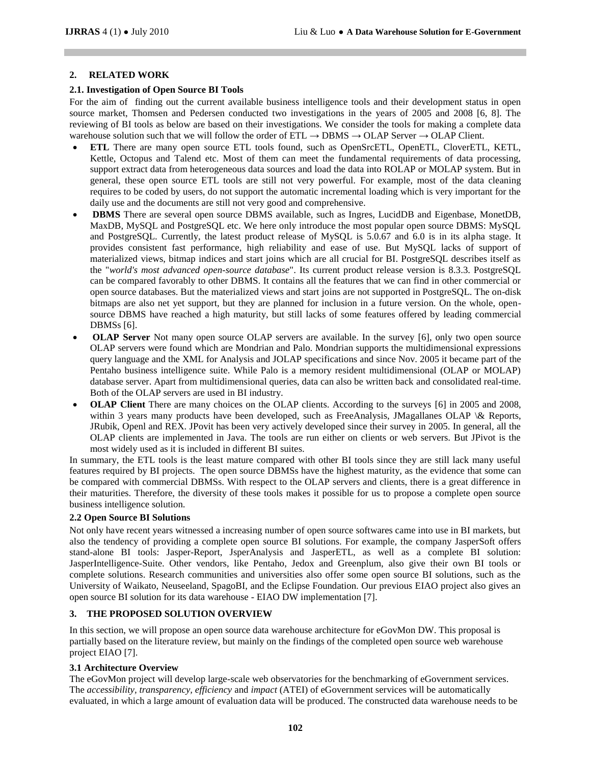## 2. RELATED WORK

### 2.1. Investigation of Open Source BI Tools

For the aim of finding out the current available business intelligence tools and their development status in open source market, Thomsen and Pedersen conducted two investigations in the years of 2005 and 2008 [6, 8]. The reviewing of BI tools as below are based on their investigations. We consider the tools for making a complete data warehouse solution such that we will follow the order of ETL → DBMS → OLAP Server → OLAP Client.

- **ETL** There are many open source ETL tools found, such as OpenSrcETL, OpenETL, CloverETL, KETL, Kettle, Octopus and Talend etc. Most of them can meet the fundamental requirements of data processing, support extract data from heterogeneous data sources and load the data into ROLAP or MOLAP system. But in general, these open source ETL tools are still not very powerful. For example, most of the data cleaning requires to be coded by users, do not support the automatic incremental loading which is very important for the daily use and the documents are still not very good and comprehensive.
- **DBMS** There are several open source DBMS available, such as Ingres, LucidDB and Eigenbase, MonetDB, MaxDB, MySQL and PostgreSQL etc. We here only introduce the most popular open source DBMS: MySQL and PostgreSQL. Currently, the latest product release of MySQL is 5.0.67 and 6.0 is in its alpha stage. It provides consistent fast performance, high reliability and ease of use. But MySQL lacks of support of materialized views, bitmap indices and start joins which are all crucial for BI. PostgreSQL describes itself as the "*world's most advanced open-source database*". Its current product release version is 8.3.3. PostgreSQL can be compared favorably to other DBMS. It contains all the features that we can find in other commercial or open source databases. But the materialized views and start joins are not supported in PostgreSQL. The on-disk bitmaps are also net yet support, but they are planned for inclusion in a future version. On the whole, open-source DBMS have reached a high maturity, but still lacks of some features offered by leading commercial DBMSs [6].
- **OLAP Server** Not many open source OLAP servers are available. In the survey [6], only two open source OLAP servers were found which are Mondrian and Palo. Mondrian supports the multidimensional expressions query language and the XML for Analysis and JOLAP specifications and since Nov. 2005 it became part of the Pentaho business intelligence suite. While Palo is a memory resident multidimensional (OLAP or MOLAP) database server. Apart from multidimensional queries, data can also be written back and consolidated real-time. Both of the OLAP servers are used in BI industry.
- **OLAP Client** There are many choices on the OLAP clients. According to the surveys [6] in 2005 and 2008, within 3 years many products have been developed, such as FreeAnalysis, JMagallanes OLAP \& Reports, JRubik, Openl and REX. JPovit has been very actively developed since their survey in 2005. In general, all the OLAP clients are implemented in Java. The tools are run either on clients or web servers. But JPivot is the most widely used as it is included in different BI suites.

In summary, the ETL tools is the least mature compared with other BI tools since they are still lack many useful features required by BI projects. The open source DBMSs have the highest maturity, as the evidence that some can be compared with commercial DBMSs. With respect to the OLAP servers and clients, there is a great difference in their maturities. Therefore, the diversity of these tools makes it possible for us to propose a complete open source business intelligence solution.

### 2.2 Open Source BI Solutions

Not only have recent years witnessed a increasing number of open source softwares came into use in BI markets, but also the tendency of providing a complete open source BI solutions. For example, the company JasperSoft offers stand-alone BI tools: Jasper-Report, JsperAnalysis and JasperETL, as well as a complete BI solution: JasperIntelligence-Suite. Other vendors, like Pentaho, Jedox and Greenplum, also give their own BI tools or complete solutions. Research communities and universities also offer some open source BI solutions, such as the University of Waikato, Neuseeland, SpagoBI, and the Eclipse Foundation. Our previous EIAO project also gives an open source BI solution for its data warehouse - EIAO DW implementation [7].

## 3. THE PROPOSED SOLUTION OVERVIEW

In this section, we will propose an open source data warehouse architecture for eGovMon DW. This proposal is partially based on the literature review, but mainly on the findings of the completed open source web warehouse project EIAO [7].

### 3.1 Architecture Overview

The eGovMon project will develop large-scale web observatories for the benchmarking of eGovernment services. The *accessibility, transparency, efficiency* and *impact* (ATEI) of eGovernment services will be automatically evaluated, in which a large amount of evaluation data will be produced. The constructed data warehouse needs to be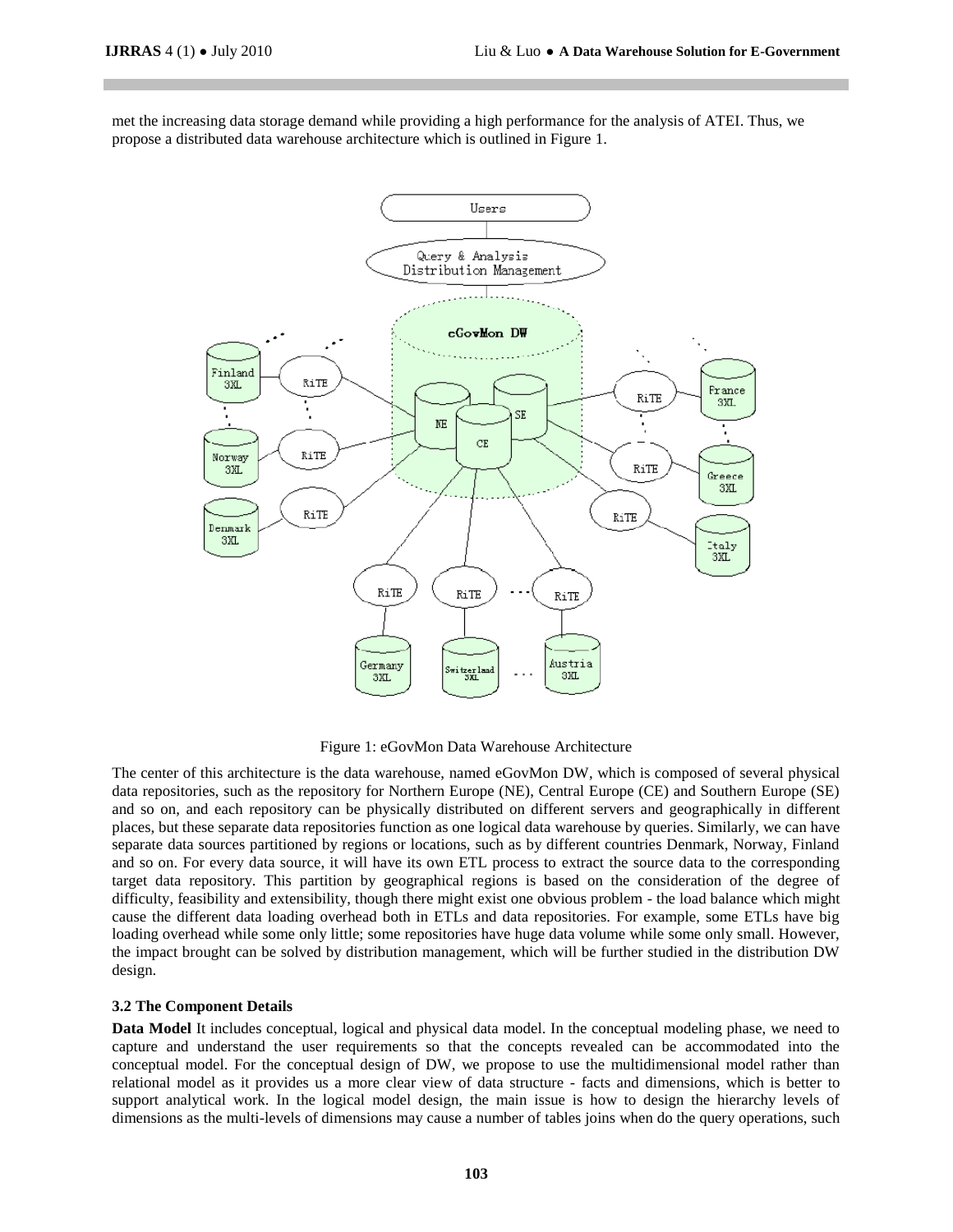met the increasing data storage demand while providing a high performance for the analysis of ATEI. Thus, we propose a distributed data warehouse architecture which is outlined in Figure 1.

Figure 1: eGovMon Data Warehouse Architecture

The center of this architecture is the data warehouse, named eGovMon DW, which is composed of several physical data repositories, such as the repository for Northern Europe (NE), Central Europe (CE) and Southern Europe (SE) and so on, and each repository can be physically distributed on different servers and geographically in different places, but these separate data repositories function as one logical data warehouse by queries. Similarly, we can have separate data sources partitioned by regions or locations, such as by different countries Denmark, Norway, Finland and so on. For every data source, it will have its own ETL process to extract the source data to the corresponding target data repository. This partition by geographical regions is based on the consideration of the degree of difficulty, feasibility and extensibility, though there might exist one obvious problem - the load balance which might cause the different data loading overhead both in ETLs and data repositories. For example, some ETLs have big loading overhead while some only little; some repositories have huge data volume while some only small. However, the impact brought can be solved by distribution management, which will be further studied in the distribution DW design.

### 3.2 The Component Details

**Data Model** It includes conceptual, logical and physical data model. In the conceptual modeling phase, we need to capture and understand the user requirements so that the concepts revealed can be accommodated into the conceptual model. For the conceptual design of DW, we propose to use the multidimensional model rather than relational model as it provides us a more clear view of data structure - facts and dimensions, which is better to support analytical work. In the logical model design, the main issue is how to design the hierarchy levels of dimensions as the multi-levels of dimensions may cause a number of tables joins when do the query operations, such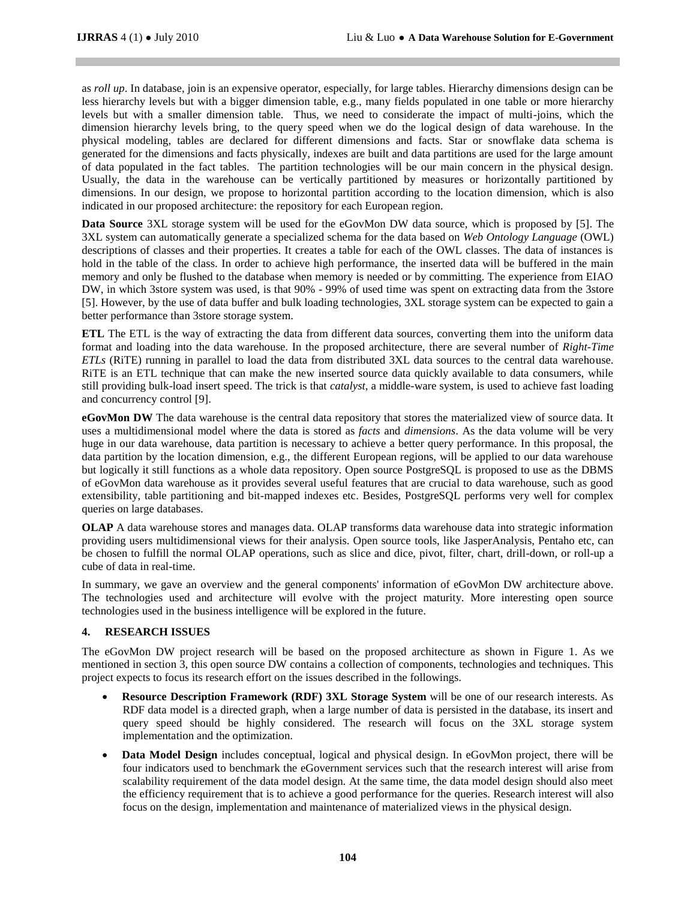as *roll up*. In database, join is an expensive operator, especially, for large tables. Hierarchy dimensions design can be less hierarchy levels but with a bigger dimension table, e.g., many fields populated in one table or more hierarchy levels but with a smaller dimension table. Thus, we need to considerate the impact of multi-joins, which the dimension hierarchy levels bring, to the query speed when we do the logical design of data warehouse. In the physical modeling, tables are declared for different dimensions and facts. Star or snowflake data schema is generated for the dimensions and facts physically, indexes are built and data partitions are used for the large amount of data populated in the fact tables. The partition technologies will be our main concern in the physical design. Usually, the data in the warehouse can be vertically partitioned by measures or horizontally partitioned by dimensions. In our design, we propose to horizontal partition according to the location dimension, which is also indicated in our proposed architecture: the repository for each European region.

**Data Source** 3XL storage system will be used for the eGovMon DW data source, which is proposed by [5]. The 3XL system can automatically generate a specialized schema for the data based on *Web Ontology Language* (OWL) descriptions of classes and their properties. It creates a table for each of the OWL classes. The data of instances is hold in the table of the class. In order to achieve high performance, the inserted data will be buffered in the main memory and only be flushed to the database when memory is needed or by committing. The experience from EIAO DW, in which 3store system was used, is that 90% - 99% of used time was spent on extracting data from the 3store [5]. However, by the use of data buffer and bulk loading technologies, 3XL storage system can be expected to gain a better performance than 3store storage system.

**ETL** The ETL is the way of extracting the data from different data sources, converting them into the uniform data format and loading into the data warehouse. In the proposed architecture, there are several number of *Right-Time ETLs* (RiTE) running in parallel to load the data from distributed 3XL data sources to the central data warehouse. RiTE is an ETL technique that can make the new inserted source data quickly available to data consumers, while still providing bulk-load insert speed. The trick is that *catalyst*, a middle-ware system, is used to achieve fast loading and concurrency control [9].

**eGovMon DW** The data warehouse is the central data repository that stores the materialized view of source data. It uses a multidimensional model where the data is stored as *facts* and *dimensions*. As the data volume will be very huge in our data warehouse, data partition is necessary to achieve a better query performance. In this proposal, the data partition by the location dimension, e.g., the different European regions, will be applied to our data warehouse but logically it still functions as a whole data repository. Open source PostgreSQL is proposed to use as the DBMS of eGovMon data warehouse as it provides several useful features that are crucial to data warehouse, such as good extensibility, table partitioning and bit-mapped indexes etc. Besides, PostgreSQL performs very well for complex queries on large databases.

**OLAP** A data warehouse stores and manages data. OLAP transforms data warehouse data into strategic information providing users multidimensional views for their analysis. Open source tools, like JasperAnalysis, Pentaho etc, can be chosen to fulfill the normal OLAP operations, such as slice and dice, pivot, filter, chart, drill-down, or roll-up a cube of data in real-time.

In summary, we gave an overview and the general components' information of eGovMon DW architecture above. The technologies used and architecture will evolve with the project maturity. More interesting open source technologies used in the business intelligence will be explored in the future.

## 4. RESEARCH ISSUES

The eGovMon DW project research will be based on the proposed architecture as shown in Figure 1. As we mentioned in section 3, this open source DW contains a collection of components, technologies and techniques. This project expects to focus its research effort on the issues described in the followings.

- **Resource Description Framework (RDF) 3XL Storage System** will be one of our research interests. As RDF data model is a directed graph, when a large number of data is persisted in the database, its insert and query speed should be highly considered. The research will focus on the 3XL storage system implementation and the optimization.
- **Data Model Design** includes conceptual, logical and physical design. In eGovMon project, there will be four indicators used to benchmark the eGovernment services such that the research interest will arise from scalability requirement of the data model design. At the same time, the data model design should also meet the efficiency requirement that is to achieve a good performance for the queries. Research interest will also focus on the design, implementation and maintenance of materialized views in the physical design.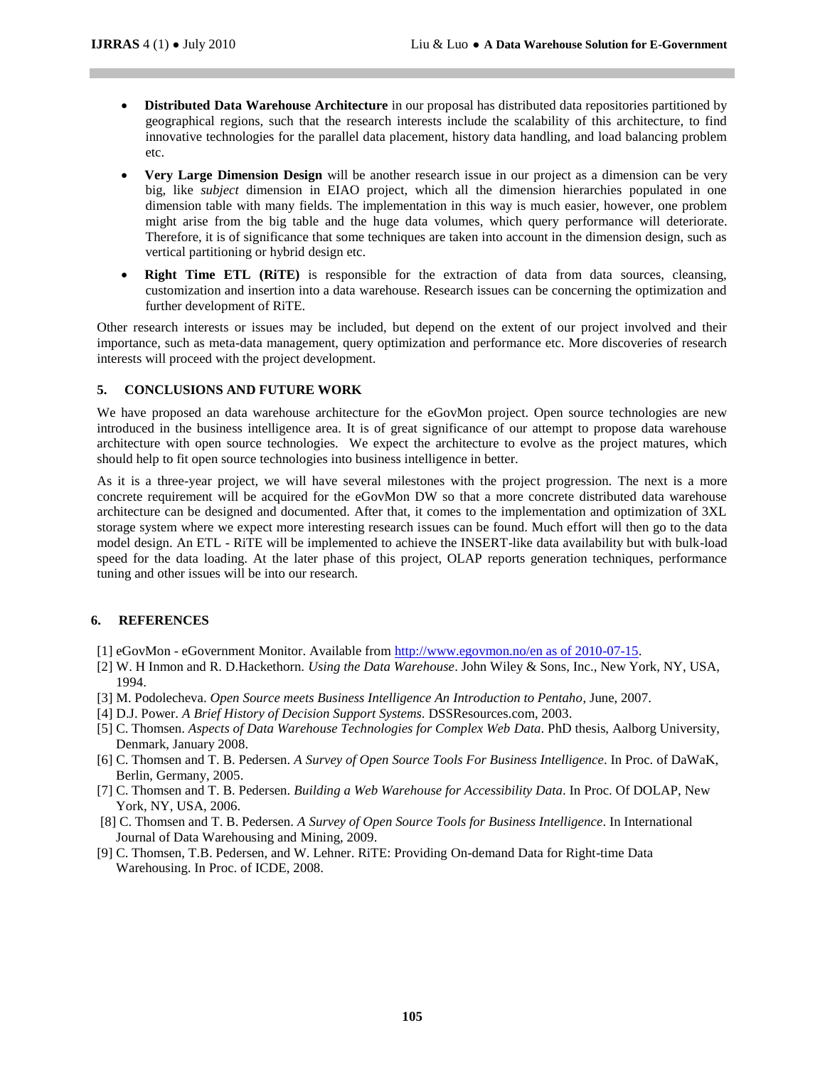- **Distributed Data Warehouse Architecture** in our proposal has distributed data repositories partitioned by geographical regions, such that the research interests include the scalability of this architecture, to find innovative technologies for the parallel data placement, history data handling, and load balancing problem etc.
- **Very Large Dimension Design** will be another research issue in our project as a dimension can be very big, like *subject* dimension in EIAO project, which all the dimension hierarchies populated in one dimension table with many fields. The implementation in this way is much easier, however, one problem might arise from the big table and the huge data volumes, which query performance will deteriorate. Therefore, it is of significance that some techniques are taken into account in the dimension design, such as vertical partitioning or hybrid design etc.
- **Right Time ETL (RiTE)** is responsible for the extraction of data from data sources, cleansing, customization and insertion into a data warehouse. Research issues can be concerning the optimization and further development of RiTE.

Other research interests or issues may be included, but depend on the extent of our project involved and their importance, such as meta-data management, query optimization and performance etc. More discoveries of research interests will proceed with the project development.

## 5. CONCLUSIONS AND FUTURE WORK

We have proposed an data warehouse architecture for the eGovMon project. Open source technologies are new introduced in the business intelligence area. It is of great significance of our attempt to propose data warehouse architecture with open source technologies. We expect the architecture to evolve as the project matures, which should help to fit open source technologies into business intelligence in better.

As it is a three-year project, we will have several milestones with the project progression. The next is a more concrete requirement will be acquired for the eGovMon DW so that a more concrete distributed data warehouse architecture can be designed and documented. After that, it comes to the implementation and optimization of 3XL storage system where we expect more interesting research issues can be found. Much effort will then go to the data model design. An ETL - RiTE will be implemented to achieve the INSERT-like data availability but with bulk-load speed for the data loading. At the later phase of this project, OLAP reports generation techniques, performance tuning and other issues will be into our research.

## 6. REFERENCES

[1] eGovMon - eGovernment Monitor. Available from http://www.egovmon.no/en as of 2010-07-15.

[2] W. H Inmon and R. D.Hackethorn. *Using the Data Warehouse*. John Wiley & Sons, Inc., New York, NY, USA, 1994.

[3] M. Podolecheva. *Open Source meets Business Intelligence An Introduction to Pentaho*, June, 2007.

[4] D.J. Power. *A Brief History of Decision Support Systems*. DSSResources.com, 2003.

[5] C. Thomsen. *Aspects of Data Warehouse Technologies for Complex Web Data*. PhD thesis, Aalborg University, Denmark, January 2008.

[6] C. Thomsen and T. B. Pedersen. *A Survey of Open Source Tools For Business Intelligence*. In Proc. of DaWaK, Berlin, Germany, 2005.

[7] C. Thomsen and T. B. Pedersen. *Building a Web Warehouse for Accessibility Data*. In Proc. Of DOLAP, New York, NY, USA, 2006.

[8] C. Thomsen and T. B. Pedersen. *A Survey of Open Source Tools for Business Intelligence*. In International Journal of Data Warehousing and Mining, 2009.

[9] C. Thomsen, T.B. Pedersen, and W. Lehner. RiTE: Providing On-demand Data for Right-time Data Warehousing. In Proc. of ICDE, 2008.